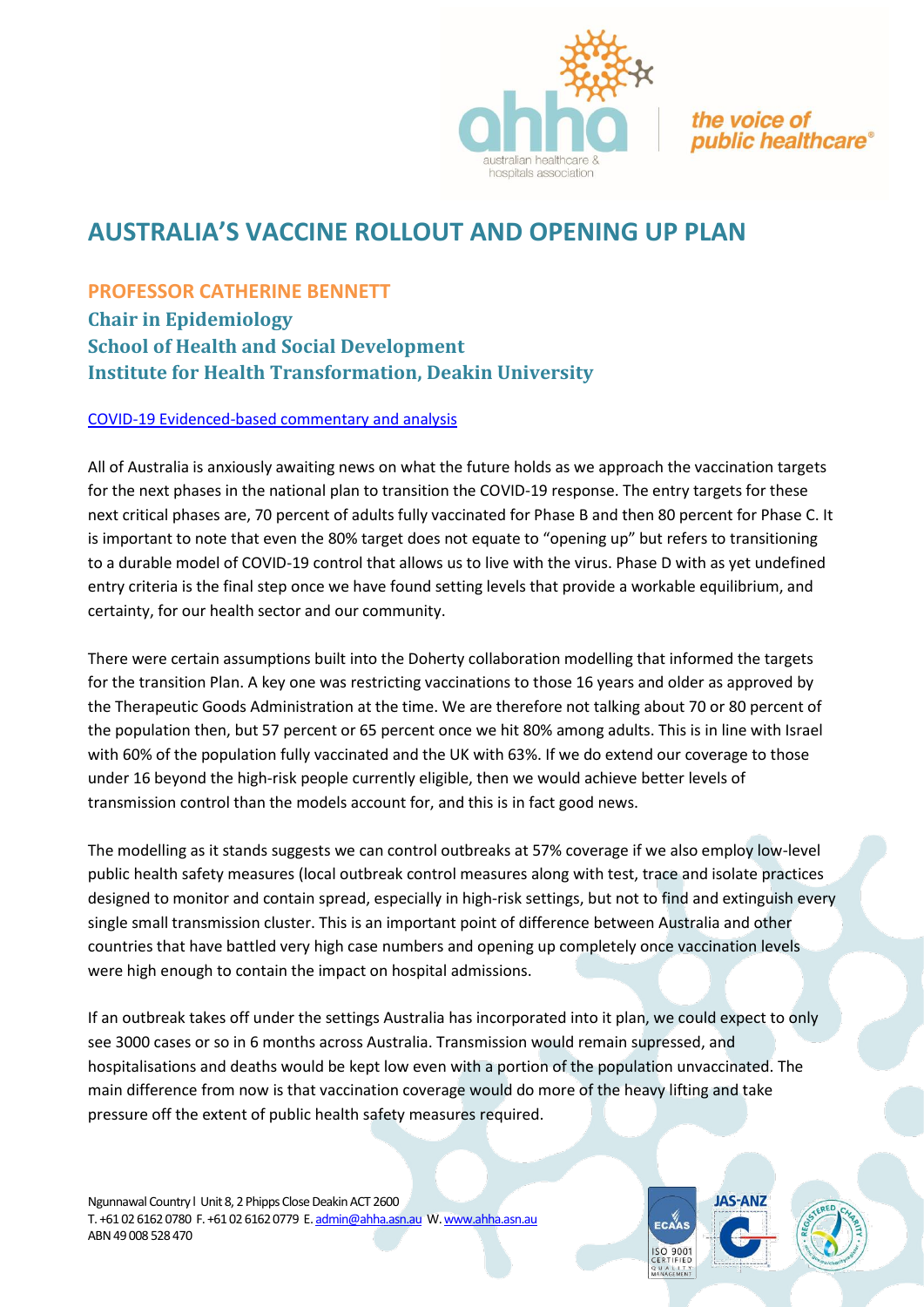# AUSTRALIA'S VACCINE ROLLOUT AND OPENING UP PLAN

## PROFESSOR CATHERINE BENNETT

### Chair in Epidemiology
### School of Health and Social Development
### Institute for Health Transformation, Deakin University

COVID-19 Evidenced-based commentary and analysis

All of Australia is anxiously awaiting news on what the future holds as we approach the vaccination targets for the next phases in the national plan to transition the COVID-19 response. The entry targets for these next critical phases are, 70 percent of adults fully vaccinated for Phase B and then 80 percent for Phase C. It is important to note that even the 80% target does not equate to "opening up" but refers to transitioning to a durable model of COVID-19 control that allows us to live with the virus. Phase D with as yet undefined entry criteria is the final step once we have found setting levels that provide a workable equilibrium, and certainty, for our health sector and our community.

There were certain assumptions built into the Doherty collaboration modelling that informed the targets for the transition Plan. A key one was restricting vaccinations to those 16 years and older as approved by the Therapeutic Goods Administration at the time. We are therefore not talking about 70 or 80 percent of the population then, but 57 percent or 65 percent once we hit 80% among adults. This is in line with Israel with 60% of the population fully vaccinated and the UK with 63%. If we do extend our coverage to those under 16 beyond the high-risk people currently eligible, then we would achieve better levels of transmission control than the models account for, and this is in fact good news.

The modelling as it stands suggests we can control outbreaks at 57% coverage if we also employ low-level public health safety measures (local outbreak control measures along with test, trace and isolate practices designed to monitor and contain spread, especially in high-risk settings, but not to find and extinguish every single small transmission cluster. This is an important point of difference between Australia and other countries that have battled very high case numbers and opening up completely once vaccination levels were high enough to contain the impact on hospital admissions.

If an outbreak takes off under the settings Australia has incorporated into it plan, we could expect to only see 3000 cases or so in 6 months across Australia. Transmission would remain supressed, and hospitalisations and deaths would be kept low even with a portion of the population unvaccinated. The main difference from now is that vaccination coverage would do more of the heavy lifting and take pressure off the extent of public health safety measures required.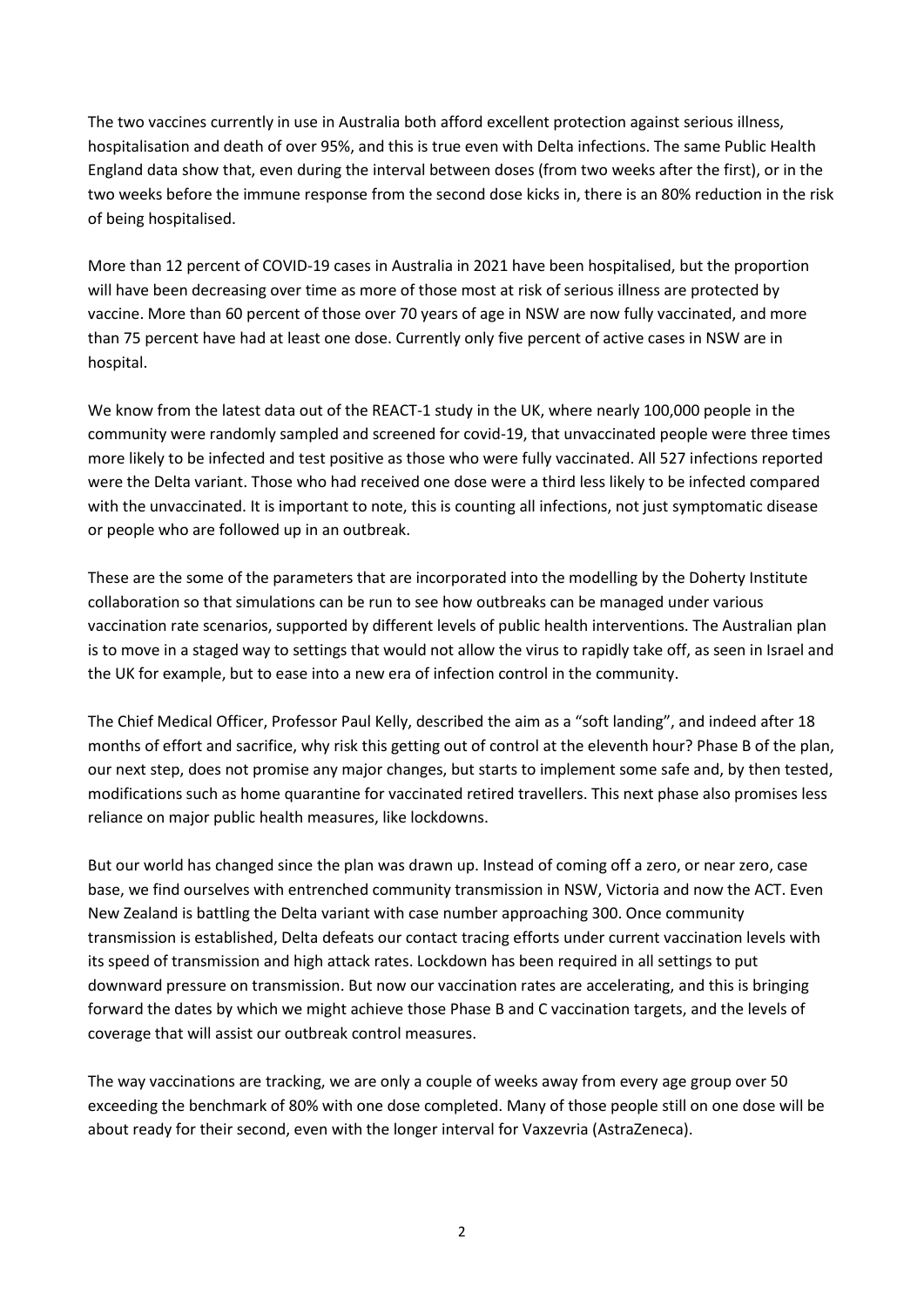The two vaccines currently in use in Australia both afford excellent protection against serious illness, hospitalisation and death of over 95%, and this is true even with Delta infections. The same Public Health England data show that, even during the interval between doses (from two weeks after the first), or in the two weeks before the immune response from the second dose kicks in, there is an 80% reduction in the risk of being hospitalised.

More than 12 percent of COVID-19 cases in Australia in 2021 have been hospitalised, but the proportion will have been decreasing over time as more of those most at risk of serious illness are protected by vaccine. More than 60 percent of those over 70 years of age in NSW are now fully vaccinated, and more than 75 percent have had at least one dose. Currently only five percent of active cases in NSW are in hospital.

We know from the latest data out of the REACT-1 study in the UK, where nearly 100,000 people in the community were randomly sampled and screened for covid-19, that unvaccinated people were three times more likely to be infected and test positive as those who were fully vaccinated. All 527 infections reported were the Delta variant. Those who had received one dose were a third less likely to be infected compared with the unvaccinated. It is important to note, this is counting all infections, not just symptomatic disease or people who are followed up in an outbreak.

These are the some of the parameters that are incorporated into the modelling by the Doherty Institute collaboration so that simulations can be run to see how outbreaks can be managed under various vaccination rate scenarios, supported by different levels of public health interventions. The Australian plan is to move in a staged way to settings that would not allow the virus to rapidly take off, as seen in Israel and the UK for example, but to ease into a new era of infection control in the community.

The Chief Medical Officer, Professor Paul Kelly, described the aim as a "soft landing", and indeed after 18 months of effort and sacrifice, why risk this getting out of control at the eleventh hour? Phase B of the plan, our next step, does not promise any major changes, but starts to implement some safe and, by then tested, modifications such as home quarantine for vaccinated retired travellers. This next phase also promises less reliance on major public health measures, like lockdowns.

But our world has changed since the plan was drawn up. Instead of coming off a zero, or near zero, case base, we find ourselves with entrenched community transmission in NSW, Victoria and now the ACT. Even New Zealand is battling the Delta variant with case number approaching 300. Once community transmission is established, Delta defeats our contact tracing efforts under current vaccination levels with its speed of transmission and high attack rates. Lockdown has been required in all settings to put downward pressure on transmission. But now our vaccination rates are accelerating, and this is bringing forward the dates by which we might achieve those Phase B and C vaccination targets, and the levels of coverage that will assist our outbreak control measures.

The way vaccinations are tracking, we are only a couple of weeks away from every age group over 50 exceeding the benchmark of 80% with one dose completed. Many of those people still on one dose will be about ready for their second, even with the longer interval for Vaxzevria (AstraZeneca).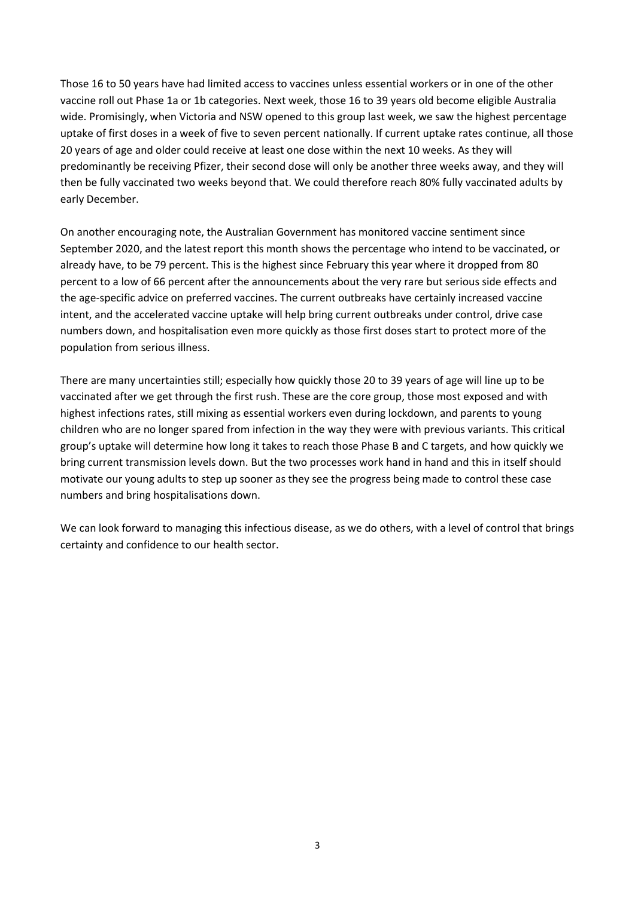Those 16 to 50 years have had limited access to vaccines unless essential workers or in one of the other vaccine roll out Phase 1a or 1b categories. Next week, those 16 to 39 years old become eligible Australia wide. Promisingly, when Victoria and NSW opened to this group last week, we saw the highest percentage uptake of first doses in a week of five to seven percent nationally. If current uptake rates continue, all those 20 years of age and older could receive at least one dose within the next 10 weeks. As they will predominantly be receiving Pfizer, their second dose will only be another three weeks away, and they will then be fully vaccinated two weeks beyond that. We could therefore reach 80% fully vaccinated adults by early December.

On another encouraging note, the Australian Government has monitored vaccine sentiment since September 2020, and the latest report this month shows the percentage who intend to be vaccinated, or already have, to be 79 percent. This is the highest since February this year where it dropped from 80 percent to a low of 66 percent after the announcements about the very rare but serious side effects and the age-specific advice on preferred vaccines. The current outbreaks have certainly increased vaccine intent, and the accelerated vaccine uptake will help bring current outbreaks under control, drive case numbers down, and hospitalisation even more quickly as those first doses start to protect more of the population from serious illness.

There are many uncertainties still; especially how quickly those 20 to 39 years of age will line up to be vaccinated after we get through the first rush. These are the core group, those most exposed and with highest infections rates, still mixing as essential workers even during lockdown, and parents to young children who are no longer spared from infection in the way they were with previous variants. This critical group's uptake will determine how long it takes to reach those Phase B and C targets, and how quickly we bring current transmission levels down. But the two processes work hand in hand and this in itself should motivate our young adults to step up sooner as they see the progress being made to control these case numbers and bring hospitalisations down.

We can look forward to managing this infectious disease, as we do others, with a level of control that brings certainty and confidence to our health sector.